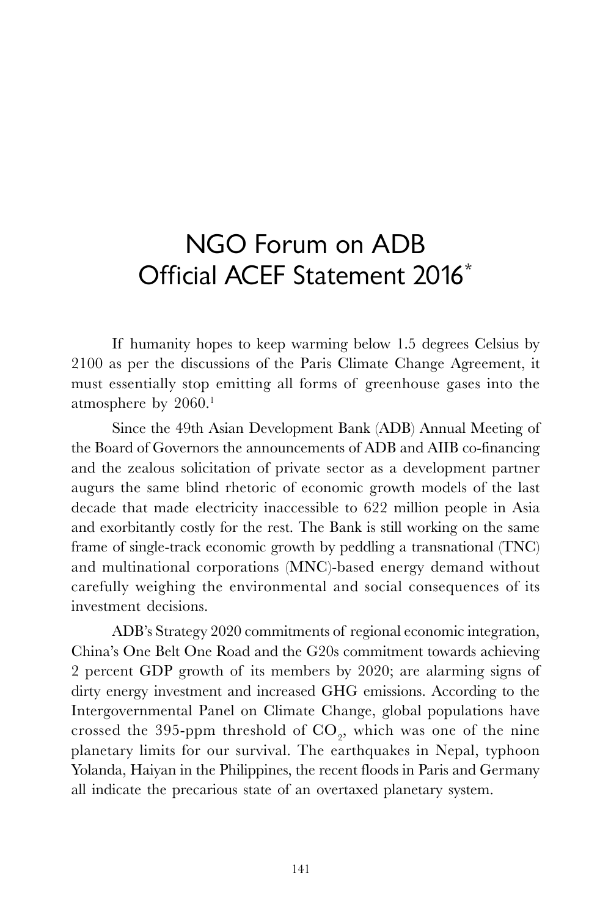# NGO Forum on ADB Official ACEF Statement 2016*

If humanity hopes to keep warming below 1.5 degrees Celsius by 2100 as per the discussions of the Paris Climate Change Agreement, it must essentially stop emitting all forms of greenhouse gases into the atmosphere by 2060.[1]

Since the 49th Asian Development Bank (ADB) Annual Meeting of the Board of Governors the announcements of ADB and AIIB co-financing and the zealous solicitation of private sector as a development partner augurs the same blind rhetoric of economic growth models of the last decade that made electricity inaccessible to 622 million people in Asia and exorbitantly costly for the rest. The Bank is still working on the same frame of single-track economic growth by peddling a transnational (TNC) and multinational corporations (MNC)-based energy demand without carefully weighing the environmental and social consequences of its investment decisions.

ADB's Strategy 2020 commitments of regional economic integration, China's One Belt One Road and the G20s commitment towards achieving 2 percent GDP growth of its members by 2020; are alarming signs of dirty energy investment and increased GHG emissions. According to the Intergovernmental Panel on Climate Change, global populations have crossed the 395-ppm threshold of $CO_2$, which was one of the nine planetary limits for our survival. The earthquakes in Nepal, typhoon Yolanda, Haiyan in the Philippines, the recent floods in Paris and Germany all indicate the precarious state of an overtaxed planetary system.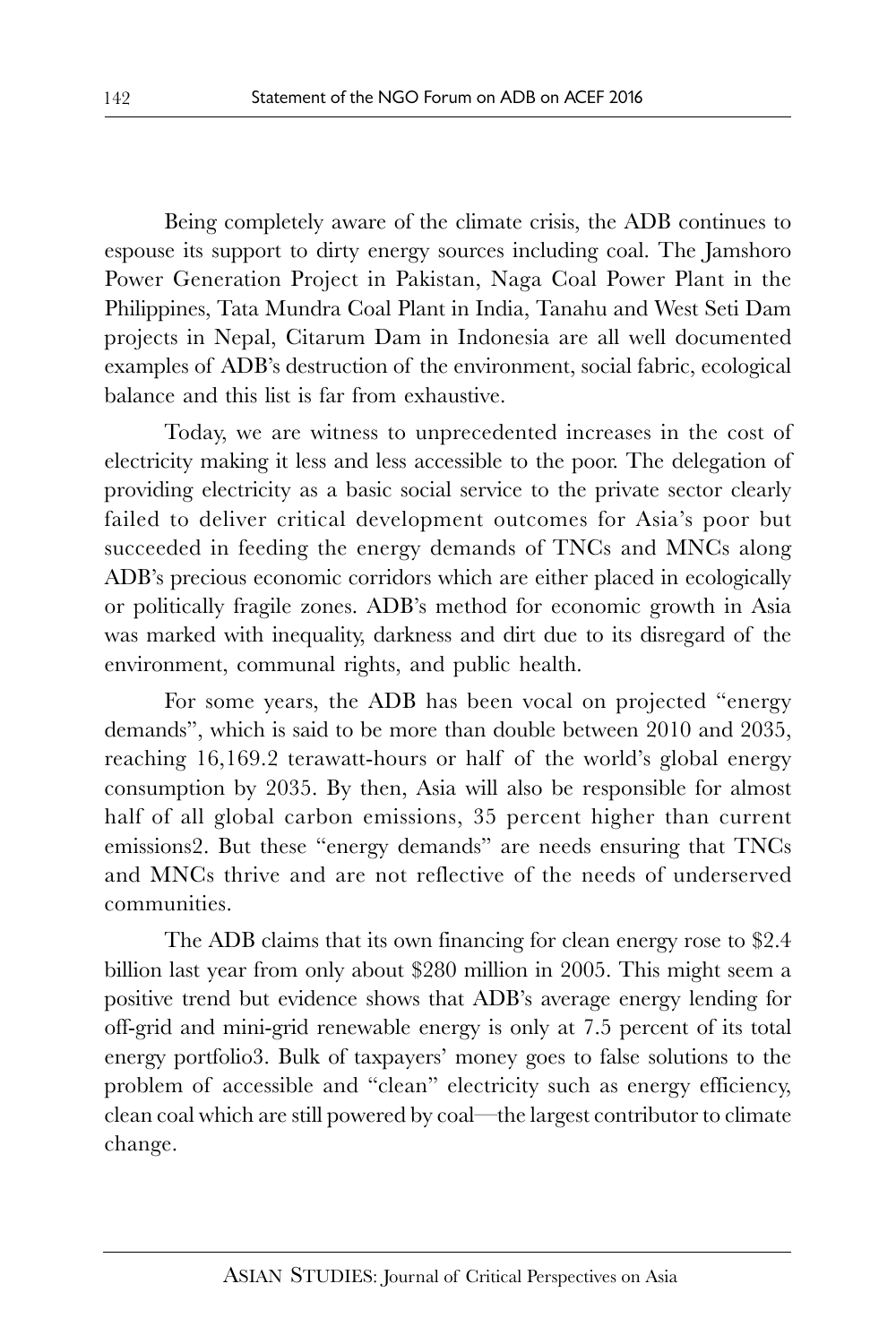Being completely aware of the climate crisis, the ADB continues to espouse its support to dirty energy sources including coal. The Jamshoro Power Generation Project in Pakistan, Naga Coal Power Plant in the Philippines, Tata Mundra Coal Plant in India, Tanahu and West Seti Dam projects in Nepal, Citarum Dam in Indonesia are all well documented examples of ADB's destruction of the environment, social fabric, ecological balance and this list is far from exhaustive.

Today, we are witness to unprecedented increases in the cost of electricity making it less and less accessible to the poor. The delegation of providing electricity as a basic social service to the private sector clearly failed to deliver critical development outcomes for Asia's poor but succeeded in feeding the energy demands of TNCs and MNCs along ADB's precious economic corridors which are either placed in ecologically or politically fragile zones. ADB's method for economic growth in Asia was marked with inequality, darkness and dirt due to its disregard of the environment, communal rights, and public health.

For some years, the ADB has been vocal on projected "energy demands", which is said to be more than double between 2010 and 2035, reaching 16,169.2 terawatt-hours or half of the world's global energy consumption by 2035. By then, Asia will also be responsible for almost half of all global carbon emissions, 35 percent higher than current emissions[2]. But these "energy demands" are needs ensuring that TNCs and MNCs thrive and are not reflective of the needs of underserved communities.

The ADB claims that its own financing for clean energy rose to \$2.4 billion last year from only about \$280 million in 2005. This might seem a positive trend but evidence shows that ADB's average energy lending for off-grid and mini-grid renewable energy is only at 7.5 percent of its total energy portfolio[3]. Bulk of taxpayers' money goes to false solutions to the problem of accessible and "clean" electricity such as energy efficiency, clean coal which are still powered by coal—the largest contributor to climate change.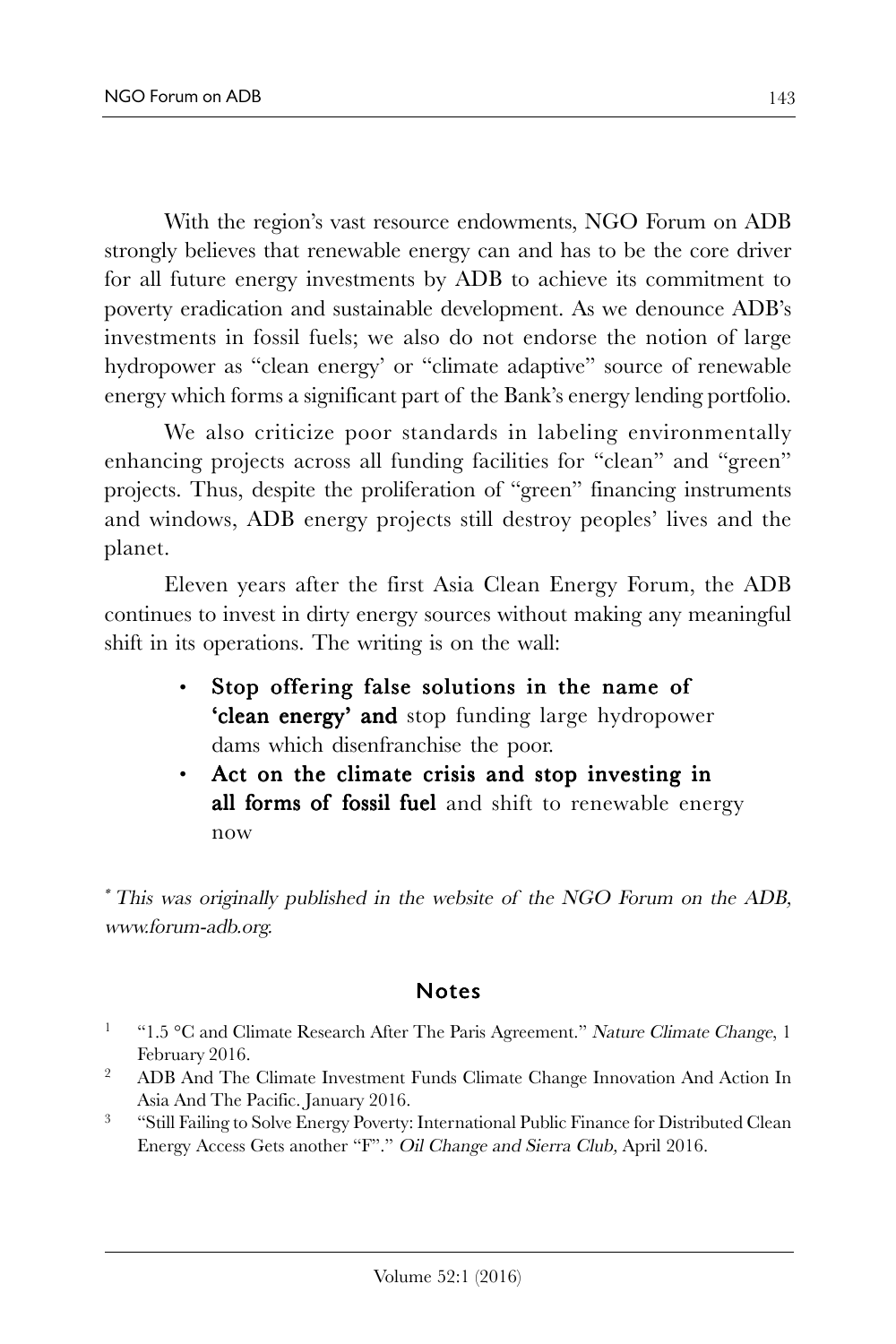With the region's vast resource endowments, NGO Forum on ADB strongly believes that renewable energy can and has to be the core driver for all future energy investments by ADB to achieve its commitment to poverty eradication and sustainable development. As we denounce ADB's investments in fossil fuels; we also do not endorse the notion of large hydropower as "clean energy' or "climate adaptive" source of renewable energy which forms a significant part of the Bank's energy lending portfolio.

We also criticize poor standards in labeling environmentally enhancing projects across all funding facilities for "clean" and "green" projects. Thus, despite the proliferation of "green" financing instruments and windows, ADB energy projects still destroy peoples' lives and the planet.

Eleven years after the first Asia Clean Energy Forum, the ADB continues to invest in dirty energy sources without making any meaningful shift in its operations. The writing is on the wall:

- **Stop offering false solutions in the name of 'clean energy' and** stop funding large hydropower dams which disenfranchise the poor.
- **Act on the climate crisis and stop investing in all forms of fossil fuel** and shift to renewable energy now

*[*] This was originally published in the website of the NGO Forum on the ADB, www.forum-adb.org.*

## Notes

1. "1.5 °C and Climate Research After The Paris Agreement." *Nature Climate Change*, 1 February 2016.
2. ADB And The Climate Investment Funds Climate Change Innovation And Action In Asia And The Pacific. January 2016.
3. "Still Failing to Solve Energy Poverty: International Public Finance for Distributed Clean Energy Access Gets another "F"." *Oil Change and Sierra Club,* April 2016.